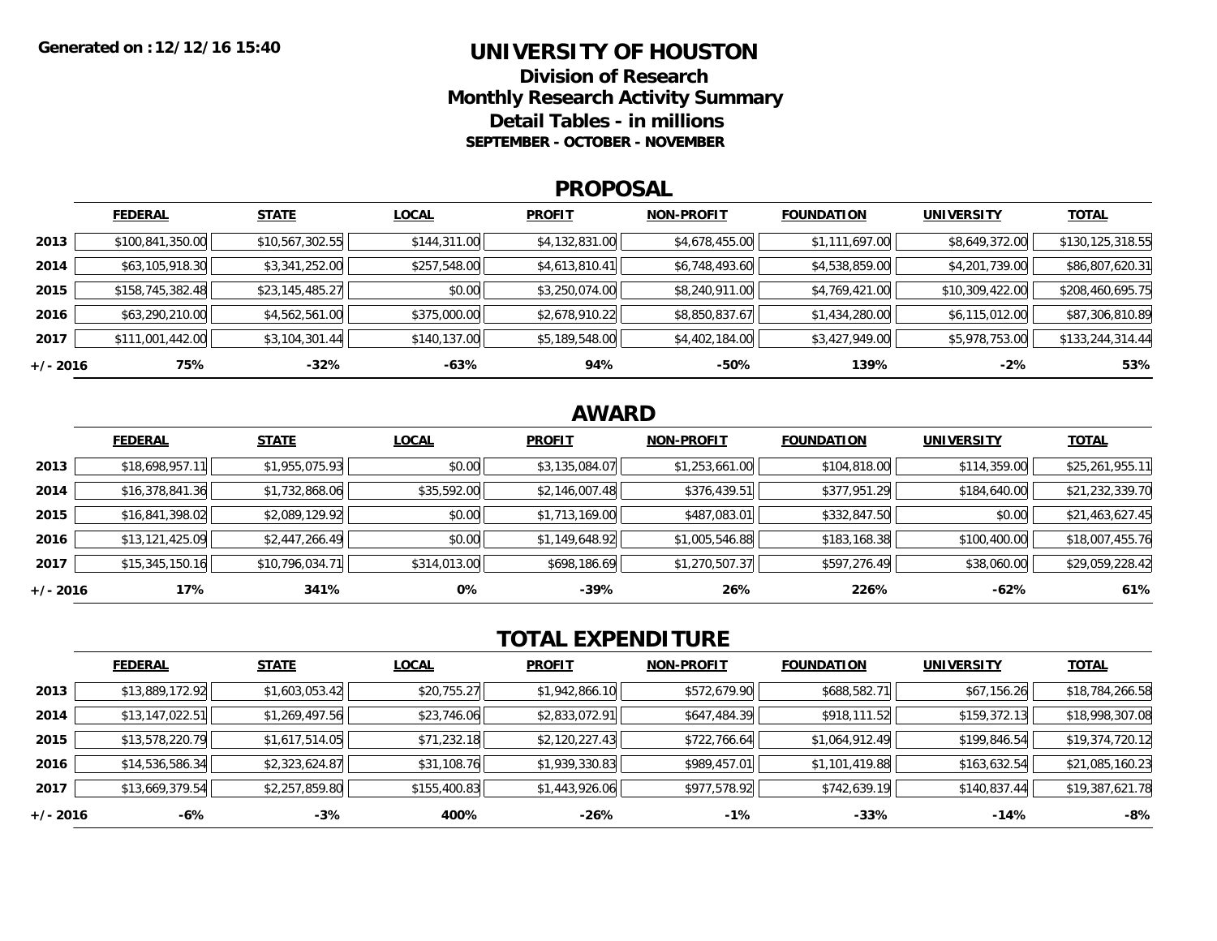**Generated on :12/12/16 15:40**

# UNIVERSITY OF HOUSTON

## Division of Research

## Monthly Research Activity Summary

## Detail Tables - in millions

**SEPTEMBER - OCTOBER - NOVEMBER**

## PROPOSAL

| | FEDERAL | STATE | LOCAL | PROFIT | NON-PROFIT | FOUNDATION | UNIVERSITY | TOTAL |
|---|---|---|---|---|---|---|---|---|
| 2013 | $100,841,350.00 | $10,567,302.55 | $144,311.00 | $4,132,831.00 | $4,678,455.00 | $1,111,697.00 | $8,649,372.00 | $130,125,318.55 |
| 2014 | $63,105,918.30 | $3,341,252.00 | $257,548.00 | $4,613,810.41 | $6,748,493.60 | $4,538,859.00 | $4,201,739.00 | $86,807,620.31 |
| 2015 | $158,745,382.48 | $23,145,485.27 | $0.00 | $3,250,074.00 | $8,240,911.00 | $4,769,421.00 | $10,309,422.00 | $208,460,695.75 |
| 2016 | $63,290,210.00 | $4,562,561.00 | $375,000.00 | $2,678,910.22 | $8,850,837.67 | $1,434,280.00 | $6,115,012.00 | $87,306,810.89 |
| 2017 | $111,001,442.00 | $3,104,301.44 | $140,137.00 | $5,189,548.00 | $4,402,184.00 | $3,427,949.00 | $5,978,753.00 | $133,244,314.44 |
| +/- 2016 | 75% | -32% | -63% | 94% | -50% | 139% | -2% | 53% |

## AWARD

| | FEDERAL | STATE | LOCAL | PROFIT | NON-PROFIT | FOUNDATION | UNIVERSITY | TOTAL |
|---|---|---|---|---|---|---|---|---|
| 2013 | $18,698,957.11 | $1,955,075.93 | $0.00 | $3,135,084.07 | $1,253,661.00 | $104,818.00 | $114,359.00 | $25,261,955.11 |
| 2014 | $16,378,841.36 | $1,732,868.06 | $35,592.00 | $2,146,007.48 | $376,439.51 | $377,951.29 | $184,640.00 | $21,232,339.70 |
| 2015 | $16,841,398.02 | $2,089,129.92 | $0.00 | $1,713,169.00 | $487,083.01 | $332,847.50 | $0.00 | $21,463,627.45 |
| 2016 | $13,121,425.09 | $2,447,266.49 | $0.00 | $1,149,648.92 | $1,005,546.88 | $183,168.38 | $100,400.00 | $18,007,455.76 |
| 2017 | $15,345,150.16 | $10,796,034.71 | $314,013.00 | $698,186.69 | $1,270,507.37 | $597,276.49 | $38,060.00 | $29,059,228.42 |
| +/- 2016 | 17% | 341% | 0% | -39% | 26% | 226% | -62% | 61% |

## TOTAL EXPENDITURE

| | FEDERAL | STATE | LOCAL | PROFIT | NON-PROFIT | FOUNDATION | UNIVERSITY | TOTAL |
|---|---|---|---|---|---|---|---|---|
| 2013 | $13,889,172.92 | $1,603,053.42 | $20,755.27 | $1,942,866.10 | $572,679.90 | $688,582.71 | $67,156.26 | $18,784,266.58 |
| 2014 | $13,147,022.51 | $1,269,497.56 | $23,746.06 | $2,833,072.91 | $647,484.39 | $918,111.52 | $159,372.13 | $18,998,307.08 |
| 2015 | $13,578,220.79 | $1,617,514.05 | $71,232.18 | $2,120,227.43 | $722,766.64 | $1,064,912.49 | $199,846.54 | $19,374,720.12 |
| 2016 | $14,536,586.34 | $2,323,624.87 | $31,108.76 | $1,939,330.83 | $989,457.01 | $1,101,419.88 | $163,632.54 | $21,085,160.23 |
| 2017 | $13,669,379.54 | $2,257,859.80 | $155,400.83 | $1,443,926.06 | $977,578.92 | $742,639.19 | $140,837.44 | $19,387,621.78 |
| +/- 2016 | -6% | -3% | 400% | -26% | -1% | -33% | -14% | -8% |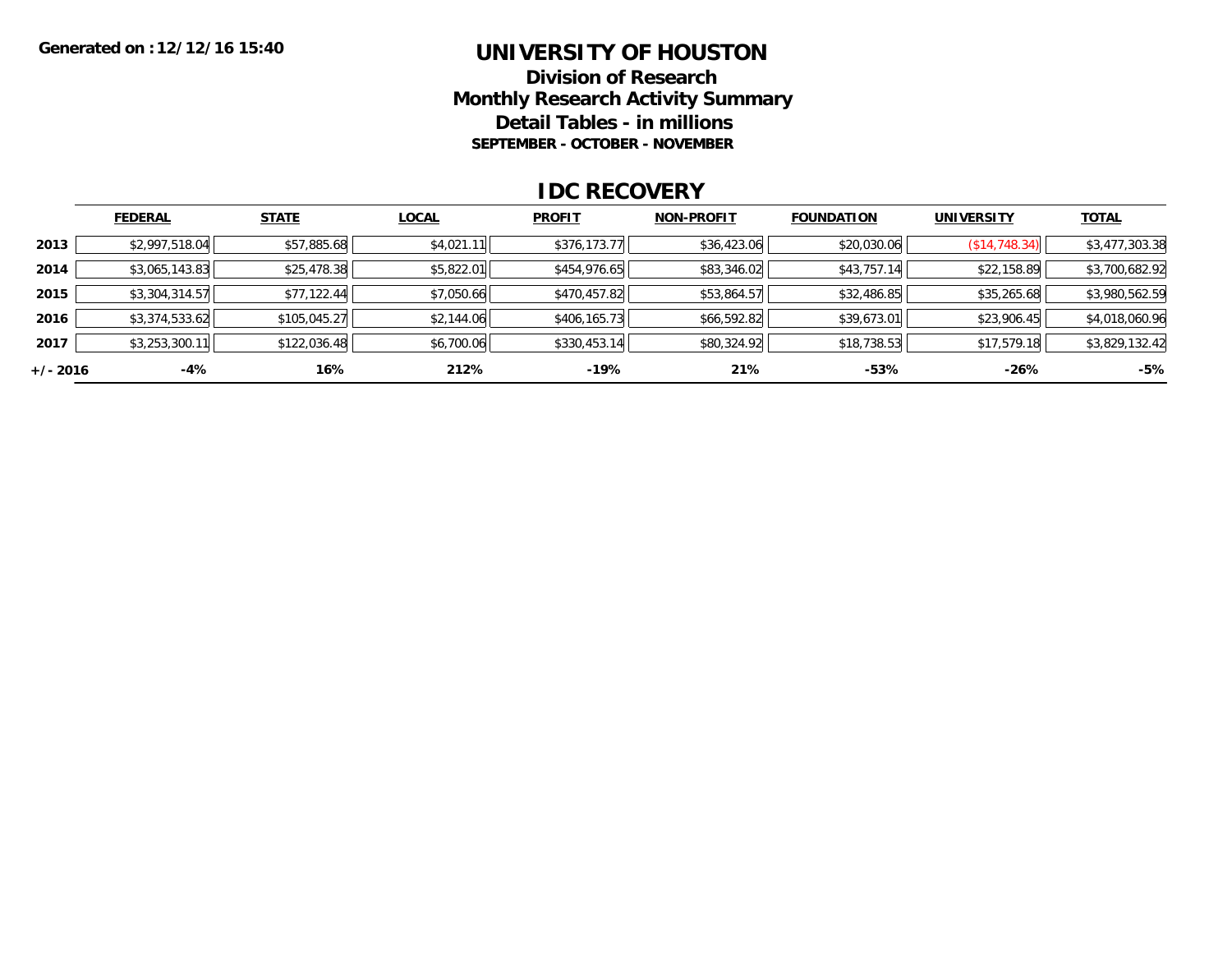Generated on : 12/12/16 15:40

# UNIVERSITY OF HOUSTON

## Division of Research
## Monthly Research Activity Summary
## Detail Tables - in millions
### SEPTEMBER - OCTOBER - NOVEMBER

## IDC RECOVERY

| | FEDERAL | STATE | LOCAL | PROFIT | NON-PROFIT | FOUNDATION | UNIVERSITY | TOTAL |
|---|---|---|---|---|---|---|---|---|
| 2013 | $2,997,518.04 | $57,885.68 | $4,021.11 | $376,173.77 | $36,423.06 | $20,030.06 | ($14,748.34) | $3,477,303.38 |
| 2014 | $3,065,143.83 | $25,478.38 | $5,822.01 | $454,976.65 | $83,346.02 | $43,757.14 | $22,158.89 | $3,700,682.92 |
| 2015 | $3,304,314.57 | $77,122.44 | $7,050.66 | $470,457.82 | $53,864.57 | $32,486.85 | $35,265.68 | $3,980,562.59 |
| 2016 | $3,374,533.62 | $105,045.27 | $2,144.06 | $406,165.73 | $66,592.82 | $39,673.01 | $23,906.45 | $4,018,060.96 |
| 2017 | $3,253,300.11 | $122,036.48 | $6,700.06 | $330,453.14 | $80,324.92 | $18,738.53 | $17,579.18 | $3,829,132.42 |
| +/- 2016 | -4% | 16% | 212% | -19% | 21% | -53% | -26% | -5% |